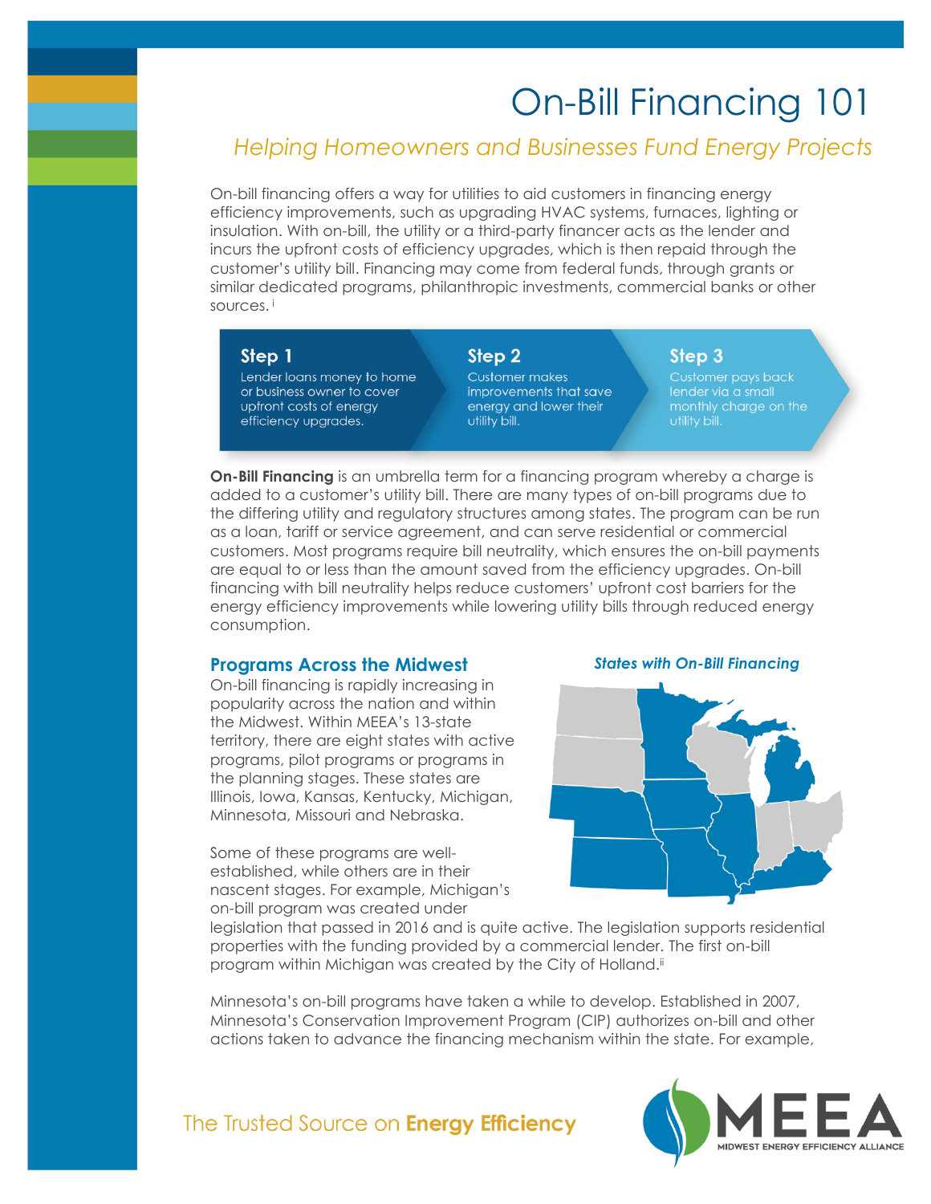# On-Bill Financing 101

*Helping Homeowners and Businesses Fund Energy Projects*

On-bill financing offers a way for utilities to aid customers in financing energy efficiency improvements, such as upgrading HVAC systems, furnaces, lighting or insulation. With on-bill, the utility or a third-party financer acts as the lender and incurs the upfront costs of efficiency upgrades, which is then repaid through the customer's utility bill. Financing may come from federal funds, through grants or similar dedicated programs, philanthropic investments, commercial banks or other sources.[i]

**Step 1**
Lender loans money to home or business owner to cover upfront costs of energy efficiency upgrades.

**Step 2**
Customer makes improvements that save energy and lower their utility bill.

**Step 3**
Customer pays back lender via a small monthly charge on the utility bill.

**On-Bill Financing** is an umbrella term for a financing program whereby a charge is added to a customer's utility bill. There are many types of on-bill programs due to the differing utility and regulatory structures among states. The program can be run as a loan, tariff or service agreement, and can serve residential or commercial customers. Most programs require bill neutrality, which ensures the on-bill payments are equal to or less than the amount saved from the efficiency upgrades. On-bill financing with bill neutrality helps reduce customers' upfront cost barriers for the energy efficiency improvements while lowering utility bills through reduced energy consumption.

## Programs Across the Midwest

On-bill financing is rapidly increasing in popularity across the nation and within the Midwest. Within MEEA's 13-state territory, there are eight states with active programs, pilot programs or programs in the planning stages. These states are Illinois, Iowa, Kansas, Kentucky, Michigan, Minnesota, Missouri and Nebraska.

*States with On-Bill Financing*

Some of these programs are well-established, while others are in their nascent stages. For example, Michigan's on-bill program was created under legislation that passed in 2016 and is quite active. The legislation supports residential properties with the funding provided by a commercial lender. The first on-bill program within Michigan was created by the City of Holland.[ii]

Minnesota's on-bill programs have taken a while to develop. Established in 2007, Minnesota's Conservation Improvement Program (CIP) authorizes on-bill and other actions taken to advance the financing mechanism within the state. For example,

The Trusted Source on **Energy Efficiency**

MEEA MIDWEST ENERGY EFFICIENCY ALLIANCE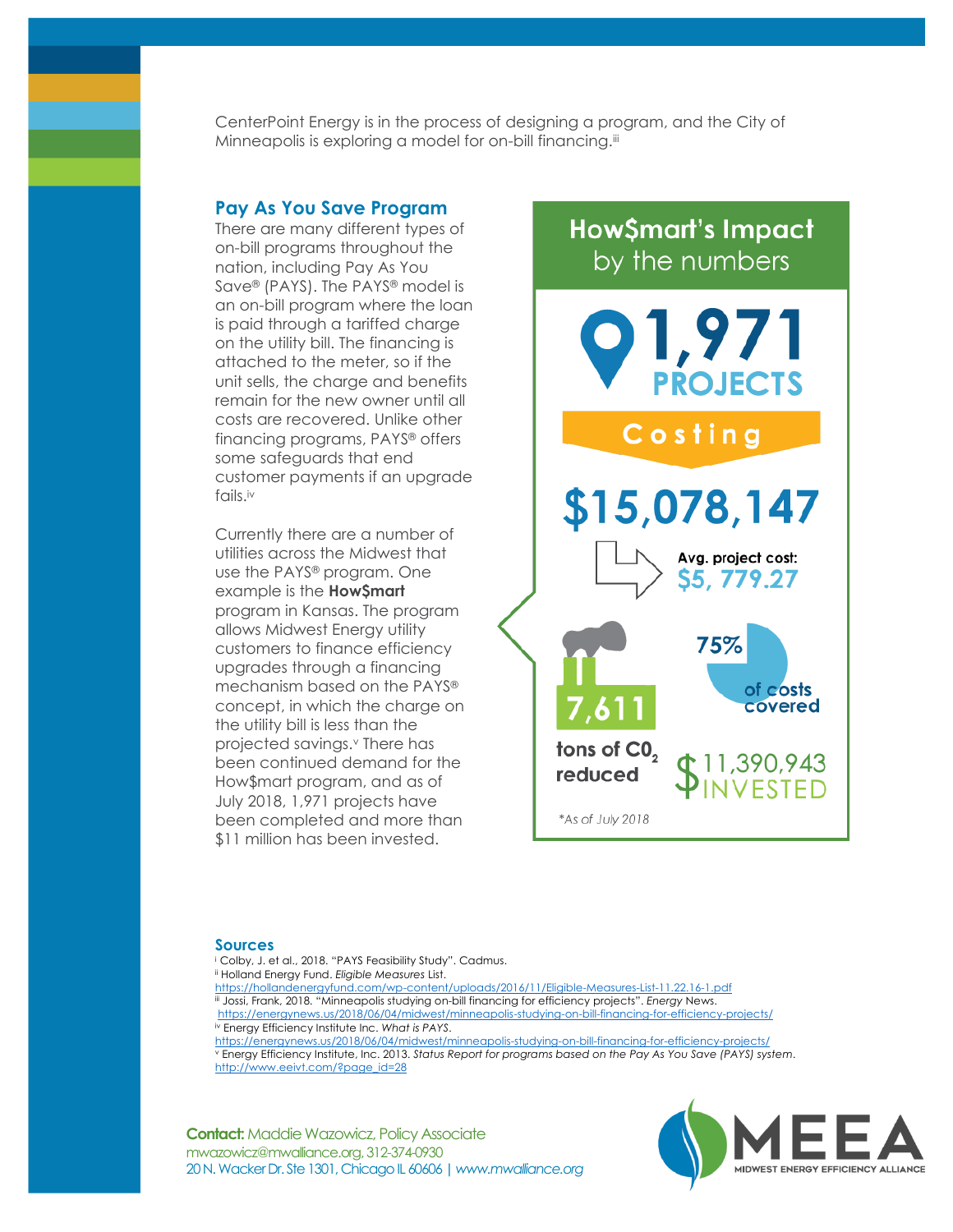CenterPoint Energy is in the process of designing a program, and the City of Minneapolis is exploring a model for on-bill financing.[iii]

## Pay As You Save Program

There are many different types of on-bill programs throughout the nation, including Pay As You Save® (PAYS). The PAYS® model is an on-bill program where the loan is paid through a tariffed charge on the utility bill. The financing is attached to the meter, so if the unit sells, the charge and benefits remain for the new owner until all costs are recovered. Unlike other financing programs, PAYS® offers some safeguards that end customer payments if an upgrade fails.[iv]

Currently there are a number of utilities across the Midwest that use the PAYS® program. One example is the **How$mart** program in Kansas. The program allows Midwest Energy utility customers to finance efficiency upgrades through a financing mechanism based on the PAYS® concept, in which the charge on the utility bill is less than the projected savings.[v] There has been continued demand for the How$mart program, and as of July 2018, 1,971 projects have been completed and more than $11 million has been invested.

### How$mart's Impact by the numbers

**1,971 PROJECTS**

**Costing**

**$15,078,147**

Avg. project cost: $5, 779.27

**7,611** tons of $CO_2$ reduced

75% of costs covered

$11,390,943 INVESTED

*As of July 2018

### Sources

[i] Colby, J. et al., 2018. "PAYS Feasibility Study". Cadmus.

[ii] Holland Energy Fund. *Eligible Measures* List. https://hollandenergyfund.com/wp-content/uploads/2016/11/Eligible-Measures-List-11.22.16-1.pdf

[iii] Jossi, Frank, 2018. "Minneapolis studying on-bill financing for efficiency projects". *Energy* News. https://energynews.us/2018/06/04/midwest/minneapolis-studying-on-bill-financing-for-efficiency-projects/

[iv] Energy Efficiency Institute Inc. *What is PAYS.* https://energynews.us/2018/06/04/midwest/minneapolis-studying-on-bill-financing-for-efficiency-projects/

[v] Energy Efficiency Institute, Inc. 2013. *Status Report for programs based on the Pay As You Save (PAYS) system*. http://www.eeivt.com/?page_id=28

**Contact:** Maddie Wazowicz, Policy Associate
mwazowicz@mwalliance.org, 312-374-0930
20 N. Wacker Dr. Ste 1301, Chicago IL 60606 | *www.mwalliance.org*

MEEA
MIDWEST ENERGY EFFICIENCY ALLIANCE